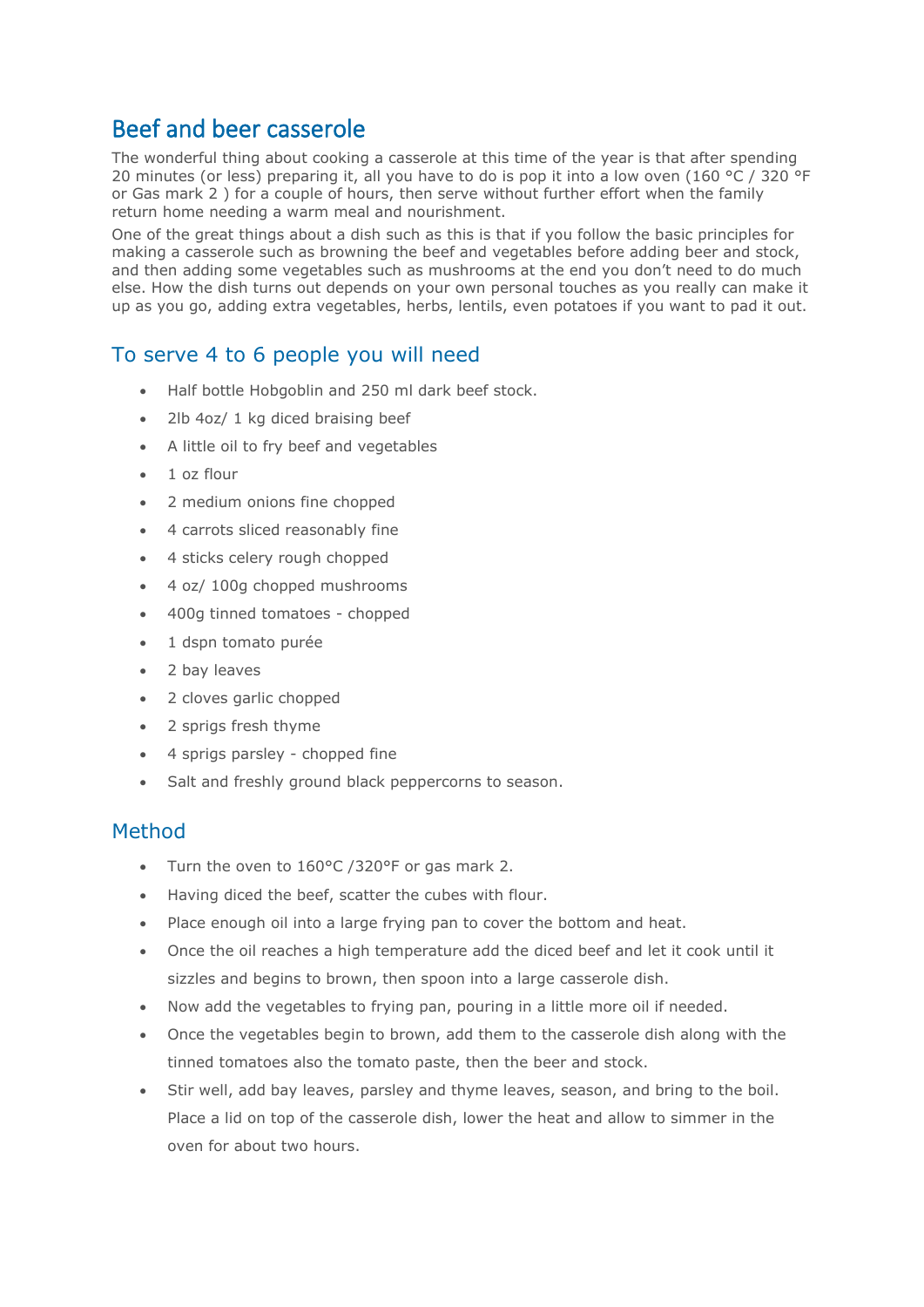# Beef and beer casserole

The wonderful thing about cooking a casserole at this time of the year is that after spending 20 minutes (or less) preparing it, all you have to do is pop it into a low oven (160 °C / 320 °F or Gas mark 2 ) for a couple of hours, then serve without further effort when the family return home needing a warm meal and nourishment.

One of the great things about a dish such as this is that if you follow the basic principles for making a casserole such as browning the beef and vegetables before adding beer and stock, and then adding some vegetables such as mushrooms at the end you don't need to do much else. How the dish turns out depends on your own personal touches as you really can make it up as you go, adding extra vegetables, herbs, lentils, even potatoes if you want to pad it out.

## To serve 4 to 6 people you will need

- Half bottle Hobgoblin and 250 ml dark beef stock.
- 2lb 4oz/ 1 kg diced braising beef
- A little oil to fry beef and vegetables
- 1 oz flour
- 2 medium onions fine chopped
- 4 carrots sliced reasonably fine
- 4 sticks celery rough chopped
- 4 oz/ 100g chopped mushrooms
- 400g tinned tomatoes - chopped
- 1 dspn tomato purée
- 2 bay leaves
- 2 cloves garlic chopped
- 2 sprigs fresh thyme
- 4 sprigs parsley - chopped fine
- Salt and freshly ground black peppercorns to season.

## Method

- Turn the oven to 160°C /320°F or gas mark 2.
- Having diced the beef, scatter the cubes with flour.
- Place enough oil into a large frying pan to cover the bottom and heat.
- Once the oil reaches a high temperature add the diced beef and let it cook until it sizzles and begins to brown, then spoon into a large casserole dish.
- Now add the vegetables to frying pan, pouring in a little more oil if needed.
- Once the vegetables begin to brown, add them to the casserole dish along with the tinned tomatoes also the tomato paste, then the beer and stock.
- Stir well, add bay leaves, parsley and thyme leaves, season, and bring to the boil. Place a lid on top of the casserole dish, lower the heat and allow to simmer in the oven for about two hours.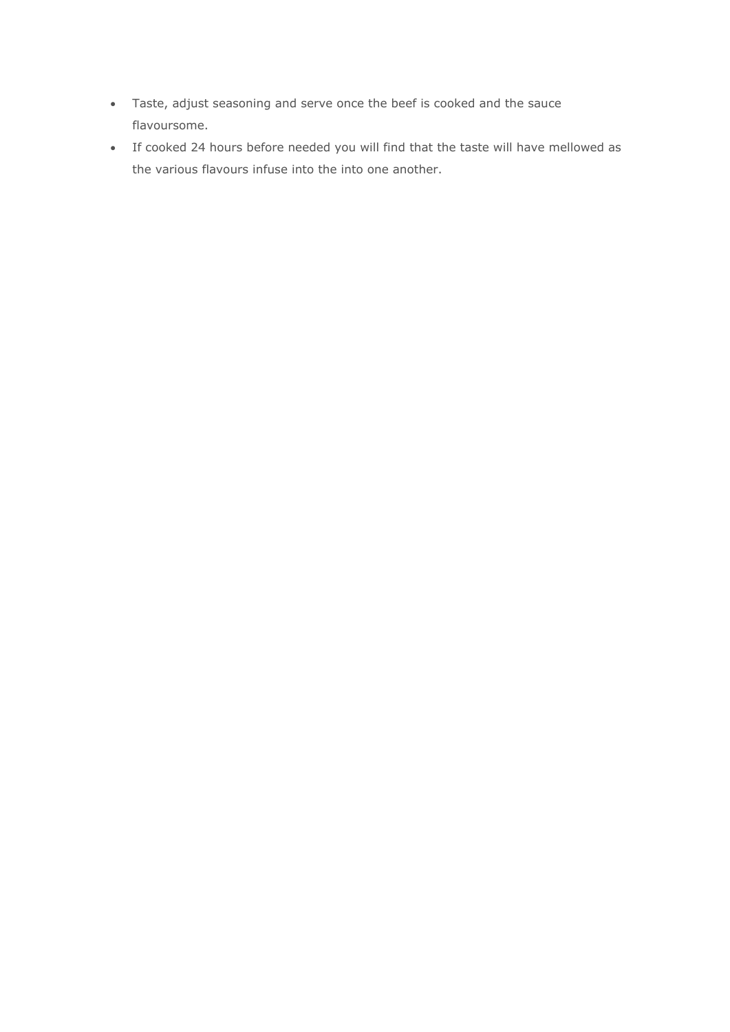- Taste, adjust seasoning and serve once the beef is cooked and the sauce flavoursome.
- If cooked 24 hours before needed you will find that the taste will have mellowed as the various flavours infuse into the into one another.